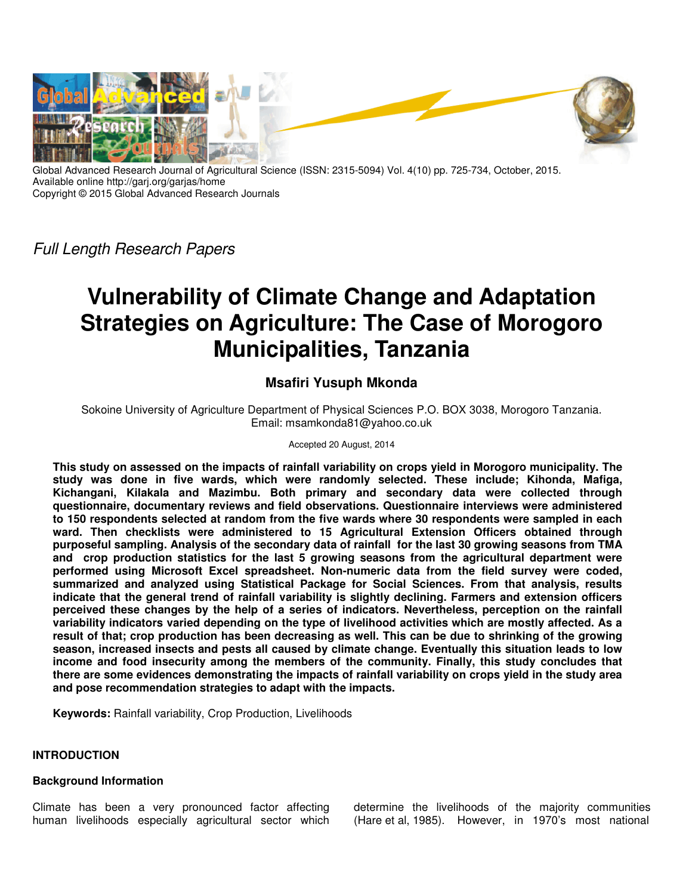Global Advanced Research Journal of Agricultural Science (ISSN: 2315-5094) Vol. 4(10) pp. 725-734, October, 2015.
Available online http://garj.org/garjas/home
Copyright © 2015 Global Advanced Research Journals

*Full Length Research Papers*

# Vulnerability of Climate Change and Adaptation Strategies on Agriculture: The Case of Morogoro Municipalities, Tanzania

**Msafiri Yusuph Mkonda**

Sokoine University of Agriculture Department of Physical Sciences P.O. BOX 3038, Morogoro Tanzania.
Email: msamkonda81@yahoo.co.uk

Accepted 20 August, 2014

**This study on assessed on the impacts of rainfall variability on crops yield in Morogoro municipality. The study was done in five wards, which were randomly selected. These include; Kihonda, Mafiga, Kichangani, Kilakala and Mazimbu. Both primary and secondary data were collected through questionnaire, documentary reviews and field observations. Questionnaire interviews were administered to 150 respondents selected at random from the five wards where 30 respondents were sampled in each ward. Then checklists were administered to 15 Agricultural Extension Officers obtained through purposeful sampling. Analysis of the secondary data of rainfall for the last 30 growing seasons from TMA and crop production statistics for the last 5 growing seasons from the agricultural department were performed using Microsoft Excel spreadsheet. Non-numeric data from the field survey were coded, summarized and analyzed using Statistical Package for Social Sciences. From that analysis, results indicate that the general trend of rainfall variability is slightly declining. Farmers and extension officers perceived these changes by the help of a series of indicators. Nevertheless, perception on the rainfall variability indicators varied depending on the type of livelihood activities which are mostly affected. As a result of that; crop production has been decreasing as well. This can be due to shrinking of the growing season, increased insects and pests all caused by climate change. Eventually this situation leads to low income and food insecurity among the members of the community. Finally, this study concludes that there are some evidences demonstrating the impacts of rainfall variability on crops yield in the study area and pose recommendation strategies to adapt with the impacts.**

**Keywords:** Rainfall variability, Crop Production, Livelihoods

## INTRODUCTION

### Background Information

Climate has been a very pronounced factor affecting human livelihoods especially agricultural sector which determine the livelihoods of the majority communities (Hare et al, 1985). However, in 1970's most national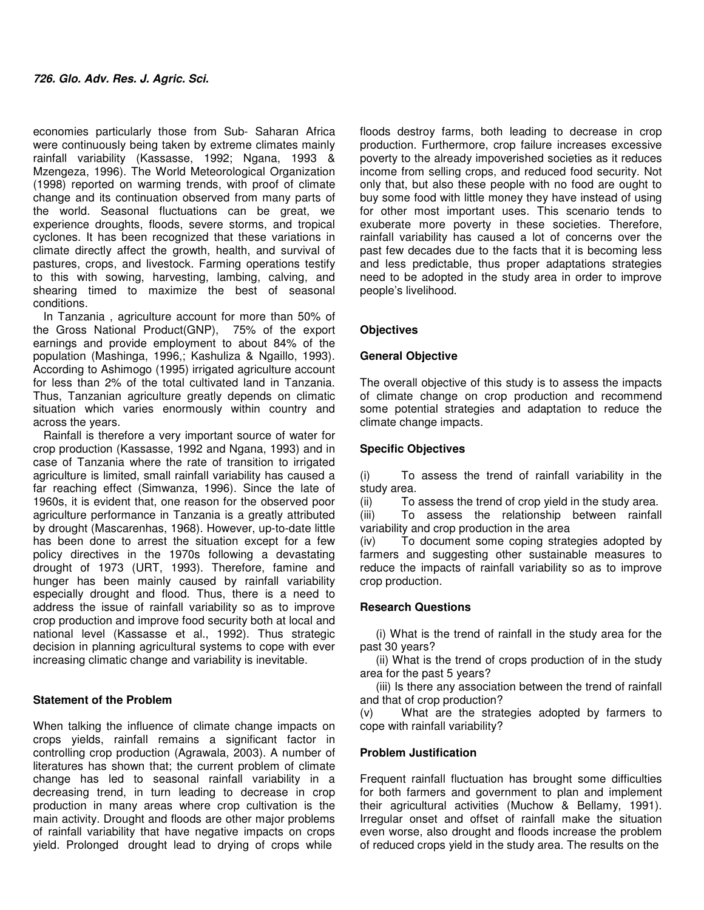economies particularly those from Sub- Saharan Africa were continuously being taken by extreme climates mainly rainfall variability (Kassasse, 1992; Ngana, 1993 & Mzengeza, 1996). The World Meteorological Organization (1998) reported on warming trends, with proof of climate change and its continuation observed from many parts of the world. Seasonal fluctuations can be great, we experience droughts, floods, severe storms, and tropical cyclones. It has been recognized that these variations in climate directly affect the growth, health, and survival of pastures, crops, and livestock. Farming operations testify to this with sowing, harvesting, lambing, calving, and shearing timed to maximize the best of seasonal conditions.

In Tanzania , agriculture account for more than 50% of the Gross National Product(GNP), 75% of the export earnings and provide employment to about 84% of the population (Mashinga, 1996,; Kashuliza & Ngaillo, 1993). According to Ashimogo (1995) irrigated agriculture account for less than 2% of the total cultivated land in Tanzania. Thus, Tanzanian agriculture greatly depends on climatic situation which varies enormously within country and across the years.

Rainfall is therefore a very important source of water for crop production (Kassasse, 1992 and Ngana, 1993) and in case of Tanzania where the rate of transition to irrigated agriculture is limited, small rainfall variability has caused a far reaching effect (Simwanza, 1996). Since the late of 1960s, it is evident that, one reason for the observed poor agriculture performance in Tanzania is a greatly attributed by drought (Mascarenhas, 1968). However, up-to-date little has been done to arrest the situation except for a few policy directives in the 1970s following a devastating drought of 1973 (URT, 1993). Therefore, famine and hunger has been mainly caused by rainfall variability especially drought and flood. Thus, there is a need to address the issue of rainfall variability so as to improve crop production and improve food security both at local and national level (Kassasse et al., 1992). Thus strategic decision in planning agricultural systems to cope with ever increasing climatic change and variability is inevitable.

## Statement of the Problem

When talking the influence of climate change impacts on crops yields, rainfall remains a significant factor in controlling crop production (Agrawala, 2003). A number of literatures has shown that; the current problem of climate change has led to seasonal rainfall variability in a decreasing trend, in turn leading to decrease in crop production in many areas where crop cultivation is the main activity. Drought and floods are other major problems of rainfall variability that have negative impacts on crops yield. Prolonged drought lead to drying of crops while floods destroy farms, both leading to decrease in crop production. Furthermore, crop failure increases excessive poverty to the already impoverished societies as it reduces income from selling crops, and reduced food security. Not only that, but also these people with no food are ought to buy some food with little money they have instead of using for other most important uses. This scenario tends to exuberate more poverty in these societies. Therefore, rainfall variability has caused a lot of concerns over the past few decades due to the facts that it is becoming less and less predictable, thus proper adaptations strategies need to be adopted in the study area in order to improve people's livelihood.

## Objectives

### General Objective

The overall objective of this study is to assess the impacts of climate change on crop production and recommend some potential strategies and adaptation to reduce the climate change impacts.

### Specific Objectives

(i) To assess the trend of rainfall variability in the study area.

(ii) To assess the trend of crop yield in the study area.

(iii) To assess the relationship between rainfall variability and crop production in the area

(iv) To document some coping strategies adopted by farmers and suggesting other sustainable measures to reduce the impacts of rainfall variability so as to improve crop production.

### Research Questions

(i) What is the trend of rainfall in the study area for the past 30 years?

(ii) What is the trend of crops production of in the study area for the past 5 years?

(iii) Is there any association between the trend of rainfall and that of crop production?

(v) What are the strategies adopted by farmers to cope with rainfall variability?

### Problem Justification

Frequent rainfall fluctuation has brought some difficulties for both farmers and government to plan and implement their agricultural activities (Muchow & Bellamy, 1991). Irregular onset and offset of rainfall make the situation even worse, also drought and floods increase the problem of reduced crops yield in the study area. The results on the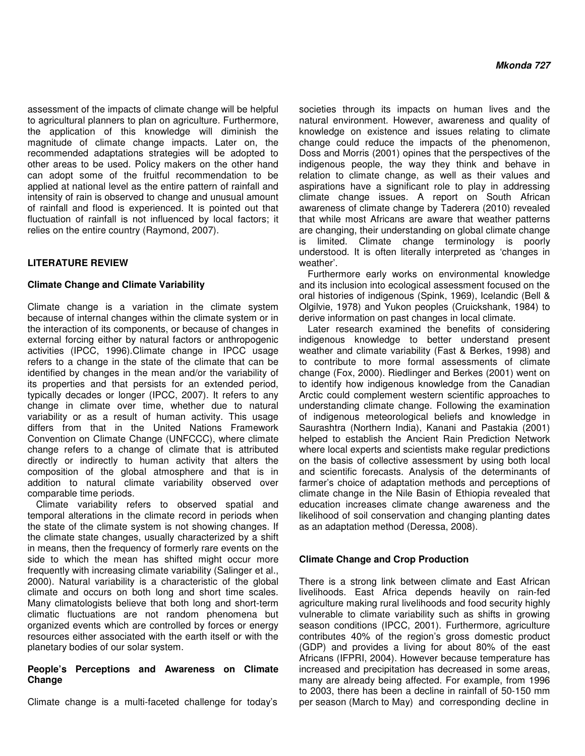assessment of the impacts of climate change will be helpful to agricultural planners to plan on agriculture. Furthermore, the application of this knowledge will diminish the magnitude of climate change impacts. Later on, the recommended adaptations strategies will be adopted to other areas to be used. Policy makers on the other hand can adopt some of the fruitful recommendation to be applied at national level as the entire pattern of rainfall and intensity of rain is observed to change and unusual amount of rainfall and flood is experienced. It is pointed out that fluctuation of rainfall is not influenced by local factors; it relies on the entire country (Raymond, 2007).

## LITERATURE REVIEW

### Climate Change and Climate Variability

Climate change is a variation in the climate system because of internal changes within the climate system or in the interaction of its components, or because of changes in external forcing either by natural factors or anthropogenic activities (IPCC, 1996).Climate change in IPCC usage refers to a change in the state of the climate that can be identified by changes in the mean and/or the variability of its properties and that persists for an extended period, typically decades or longer (IPCC, 2007). It refers to any change in climate over time, whether due to natural variability or as a result of human activity. This usage differs from that in the United Nations Framework Convention on Climate Change (UNFCCC), where climate change refers to a change of climate that is attributed directly or indirectly to human activity that alters the composition of the global atmosphere and that is in addition to natural climate variability observed over comparable time periods.

Climate variability refers to observed spatial and temporal alterations in the climate record in periods when the state of the climate system is not showing changes. If the climate state changes, usually characterized by a shift in means, then the frequency of formerly rare events on the side to which the mean has shifted might occur more frequently with increasing climate variability (Salinger et al., 2000). Natural variability is a characteristic of the global climate and occurs on both long and short time scales. Many climatologists believe that both long and short-term climatic fluctuations are not random phenomena but organized events which are controlled by forces or energy resources either associated with the earth itself or with the planetary bodies of our solar system.

### People's Perceptions and Awareness on Climate Change

Climate change is a multi-faceted challenge for today's societies through its impacts on human lives and the natural environment. However, awareness and quality of knowledge on existence and issues relating to climate change could reduce the impacts of the phenomenon, Doss and Morris (2001) opines that the perspectives of the indigenous people, the way they think and behave in relation to climate change, as well as their values and aspirations have a significant role to play in addressing climate change issues. A report on South African awareness of climate change by Taderera (2010) revealed that while most Africans are aware that weather patterns are changing, their understanding on global climate change is limited. Climate change terminology is poorly understood. It is often literally interpreted as 'changes in weather'.

Furthermore early works on environmental knowledge and its inclusion into ecological assessment focused on the oral histories of indigenous (Spink, 1969), Icelandic (Bell & Olgilvie, 1978) and Yukon peoples (Cruickshank, 1984) to derive information on past changes in local climate.

Later research examined the benefits of considering indigenous knowledge to better understand present weather and climate variability (Fast & Berkes, 1998) and to contribute to more formal assessments of climate change (Fox, 2000). Riedlinger and Berkes (2001) went on to identify how indigenous knowledge from the Canadian Arctic could complement western scientific approaches to understanding climate change. Following the examination of indigenous meteorological beliefs and knowledge in Saurashtra (Northern India), Kanani and Pastakia (2001) helped to establish the Ancient Rain Prediction Network where local experts and scientists make regular predictions on the basis of collective assessment by using both local and scientific forecasts. Analysis of the determinants of farmer's choice of adaptation methods and perceptions of climate change in the Nile Basin of Ethiopia revealed that education increases climate change awareness and the likelihood of soil conservation and changing planting dates as an adaptation method (Deressa, 2008).

### Climate Change and Crop Production

There is a strong link between climate and East African livelihoods. East Africa depends heavily on rain-fed agriculture making rural livelihoods and food security highly vulnerable to climate variability such as shifts in growing season conditions (IPCC, 2001). Furthermore, agriculture contributes 40% of the region's gross domestic product (GDP) and provides a living for about 80% of the east Africans (IFPRI, 2004). However because temperature has increased and precipitation has decreased in some areas, many are already being affected. For example, from 1996 to 2003, there has been a decline in rainfall of 50-150 mm per season (March to May) and corresponding decline in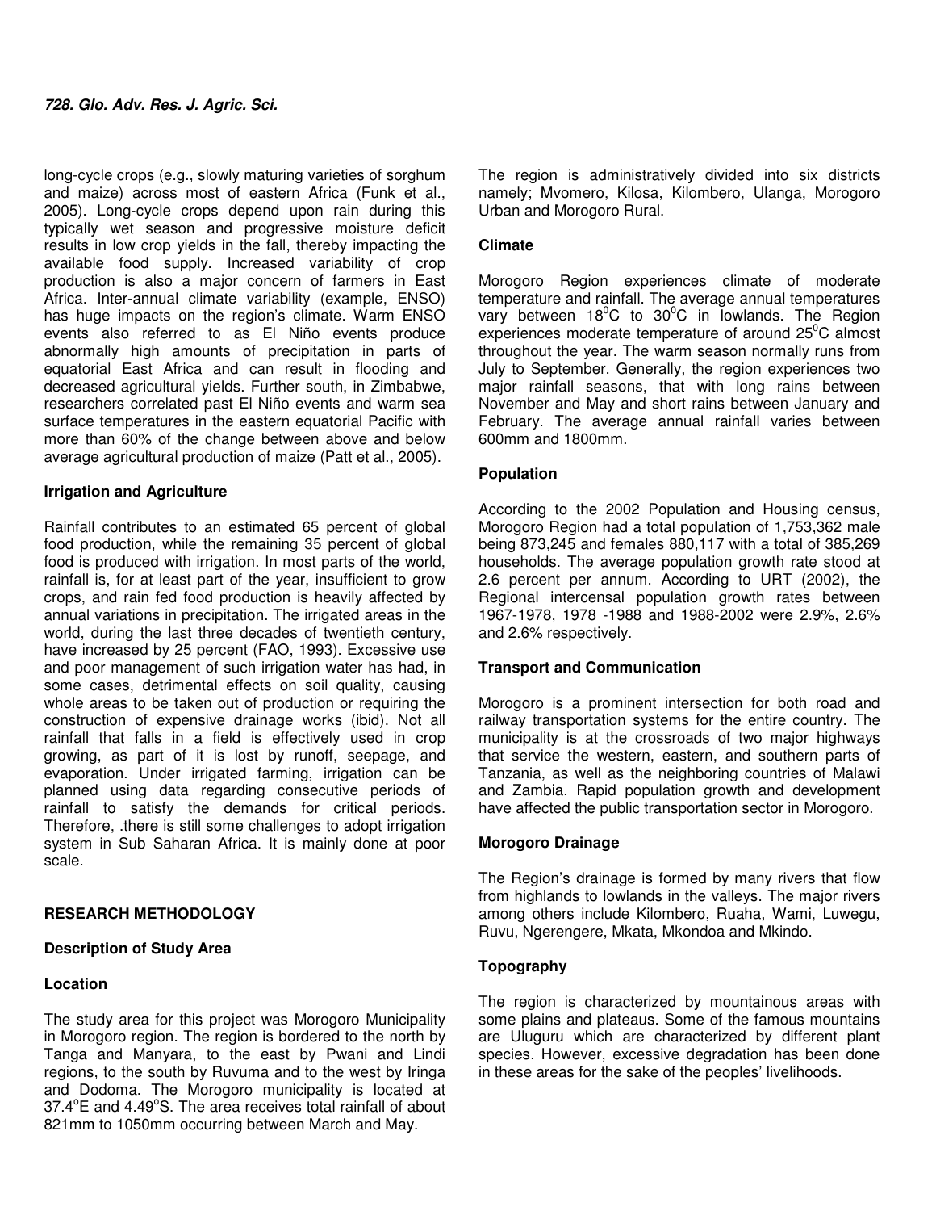long-cycle crops (e.g., slowly maturing varieties of sorghum and maize) across most of eastern Africa (Funk et al., 2005). Long-cycle crops depend upon rain during this typically wet season and progressive moisture deficit results in low crop yields in the fall, thereby impacting the available food supply. Increased variability of crop production is also a major concern of farmers in East Africa. Inter-annual climate variability (example, ENSO) has huge impacts on the region's climate. Warm ENSO events also referred to as El Niño events produce abnormally high amounts of precipitation in parts of equatorial East Africa and can result in flooding and decreased agricultural yields. Further south, in Zimbabwe, researchers correlated past El Niño events and warm sea surface temperatures in the eastern equatorial Pacific with more than 60% of the change between above and below average agricultural production of maize (Patt et al., 2005).

### Irrigation and Agriculture

Rainfall contributes to an estimated 65 percent of global food production, while the remaining 35 percent of global food is produced with irrigation. In most parts of the world, rainfall is, for at least part of the year, insufficient to grow crops, and rain fed food production is heavily affected by annual variations in precipitation. The irrigated areas in the world, during the last three decades of twentieth century, have increased by 25 percent (FAO, 1993). Excessive use and poor management of such irrigation water has had, in some cases, detrimental effects on soil quality, causing whole areas to be taken out of production or requiring the construction of expensive drainage works (ibid). Not all rainfall that falls in a field is effectively used in crop growing, as part of it is lost by runoff, seepage, and evaporation. Under irrigated farming, irrigation can be planned using data regarding consecutive periods of rainfall to satisfy the demands for critical periods. Therefore, .there is still some challenges to adopt irrigation system in Sub Saharan Africa. It is mainly done at poor scale.

## RESEARCH METHODOLOGY

### Description of Study Area

### Location

The study area for this project was Morogoro Municipality in Morogoro region. The region is bordered to the north by Tanga and Manyara, to the east by Pwani and Lindi regions, to the south by Ruvuma and to the west by Iringa and Dodoma. The Morogoro municipality is located at 37.4°E and 4.49°S. The area receives total rainfall of about 821mm to 1050mm occurring between March and May.

The region is administratively divided into six districts namely; Mvomero, Kilosa, Kilombero, Ulanga, Morogoro Urban and Morogoro Rural.

### Climate

Morogoro Region experiences climate of moderate temperature and rainfall. The average annual temperatures vary between 18°C to 30°C in lowlands. The Region experiences moderate temperature of around 25°C almost throughout the year. The warm season normally runs from July to September. Generally, the region experiences two major rainfall seasons, that with long rains between November and May and short rains between January and February. The average annual rainfall varies between 600mm and 1800mm.

### Population

According to the 2002 Population and Housing census, Morogoro Region had a total population of 1,753,362 male being 873,245 and females 880,117 with a total of 385,269 households. The average population growth rate stood at 2.6 percent per annum. According to URT (2002), the Regional intercensal population growth rates between 1967-1978, 1978 -1988 and 1988-2002 were 2.9%, 2.6% and 2.6% respectively.

### Transport and Communication

Morogoro is a prominent intersection for both road and railway transportation systems for the entire country. The municipality is at the crossroads of two major highways that service the western, eastern, and southern parts of Tanzania, as well as the neighboring countries of Malawi and Zambia. Rapid population growth and development have affected the public transportation sector in Morogoro.

### Morogoro Drainage

The Region's drainage is formed by many rivers that flow from highlands to lowlands in the valleys. The major rivers among others include Kilombero, Ruaha, Wami, Luwegu, Ruvu, Ngerengere, Mkata, Mkondoa and Mkindo.

### Topography

The region is characterized by mountainous areas with some plains and plateaus. Some of the famous mountains are Uluguru which are characterized by different plant species. However, excessive degradation has been done in these areas for the sake of the peoples' livelihoods.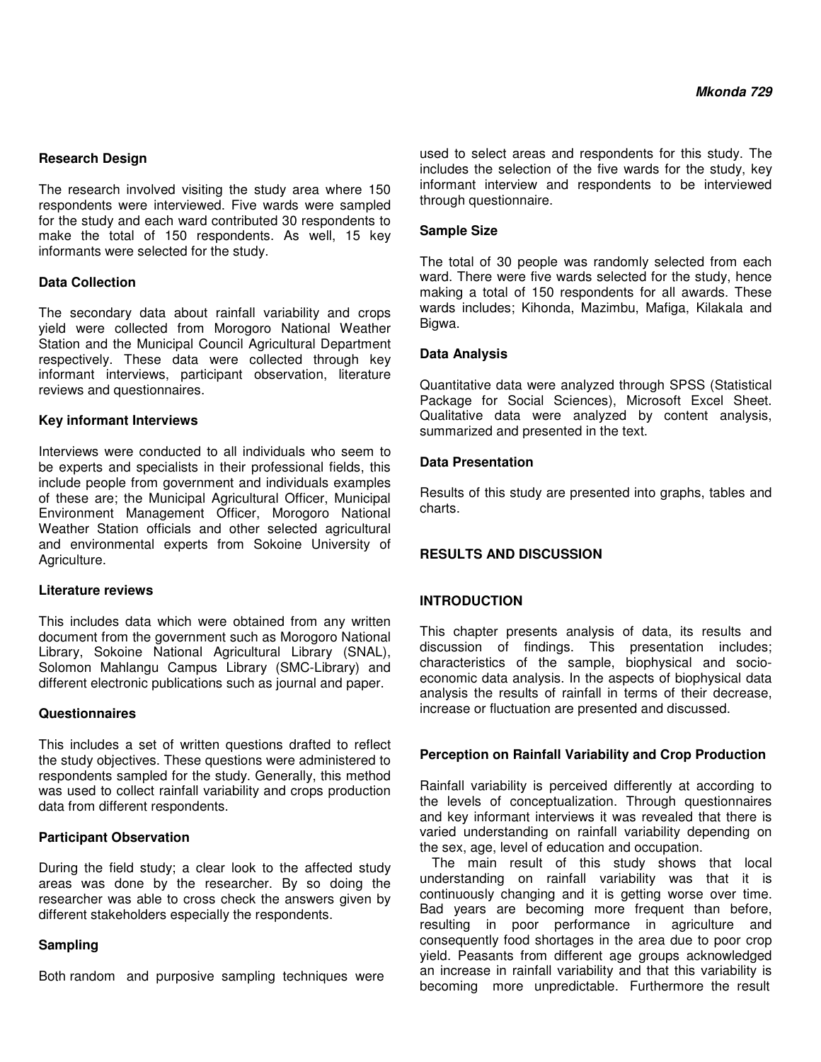### Research Design

The research involved visiting the study area where 150 respondents were interviewed. Five wards were sampled for the study and each ward contributed 30 respondents to make the total of 150 respondents. As well, 15 key informants were selected for the study.

### Data Collection

The secondary data about rainfall variability and crops yield were collected from Morogoro National Weather Station and the Municipal Council Agricultural Department respectively. These data were collected through key informant interviews, participant observation, literature reviews and questionnaires.

### Key informant Interviews

Interviews were conducted to all individuals who seem to be experts and specialists in their professional fields, this include people from government and individuals examples of these are; the Municipal Agricultural Officer, Municipal Environment Management Officer, Morogoro National Weather Station officials and other selected agricultural and environmental experts from Sokoine University of Agriculture.

### Literature reviews

This includes data which were obtained from any written document from the government such as Morogoro National Library, Sokoine National Agricultural Library (SNAL), Solomon Mahlangu Campus Library (SMC-Library) and different electronic publications such as journal and paper.

### Questionnaires

This includes a set of written questions drafted to reflect the study objectives. These questions were administered to respondents sampled for the study. Generally, this method was used to collect rainfall variability and crops production data from different respondents.

### Participant Observation

During the field study; a clear look to the affected study areas was done by the researcher. By so doing the researcher was able to cross check the answers given by different stakeholders especially the respondents.

### Sampling

Both random and purposive sampling techniques were used to select areas and respondents for this study. The includes the selection of the five wards for the study, key informant interview and respondents to be interviewed through questionnaire.

### Sample Size

The total of 30 people was randomly selected from each ward. There were five wards selected for the study, hence making a total of 150 respondents for all awards. These wards includes; Kihonda, Mazimbu, Mafiga, Kilakala and Bigwa.

### Data Analysis

Quantitative data were analyzed through SPSS (Statistical Package for Social Sciences), Microsoft Excel Sheet. Qualitative data were analyzed by content analysis, summarized and presented in the text.

### Data Presentation

Results of this study are presented into graphs, tables and charts.

## RESULTS AND DISCUSSION

## INTRODUCTION

This chapter presents analysis of data, its results and discussion of findings. This presentation includes; characteristics of the sample, biophysical and socio-economic data analysis. In the aspects of biophysical data analysis the results of rainfall in terms of their decrease, increase or fluctuation are presented and discussed.

### Perception on Rainfall Variability and Crop Production

Rainfall variability is perceived differently at according to the levels of conceptualization. Through questionnaires and key informant interviews it was revealed that there is varied understanding on rainfall variability depending on the sex, age, level of education and occupation.

The main result of this study shows that local understanding on rainfall variability was that it is continuously changing and it is getting worse over time. Bad years are becoming more frequent than before, resulting in poor performance in agriculture and consequently food shortages in the area due to poor crop yield. Peasants from different age groups acknowledged an increase in rainfall variability and that this variability is becoming more unpredictable. Furthermore the result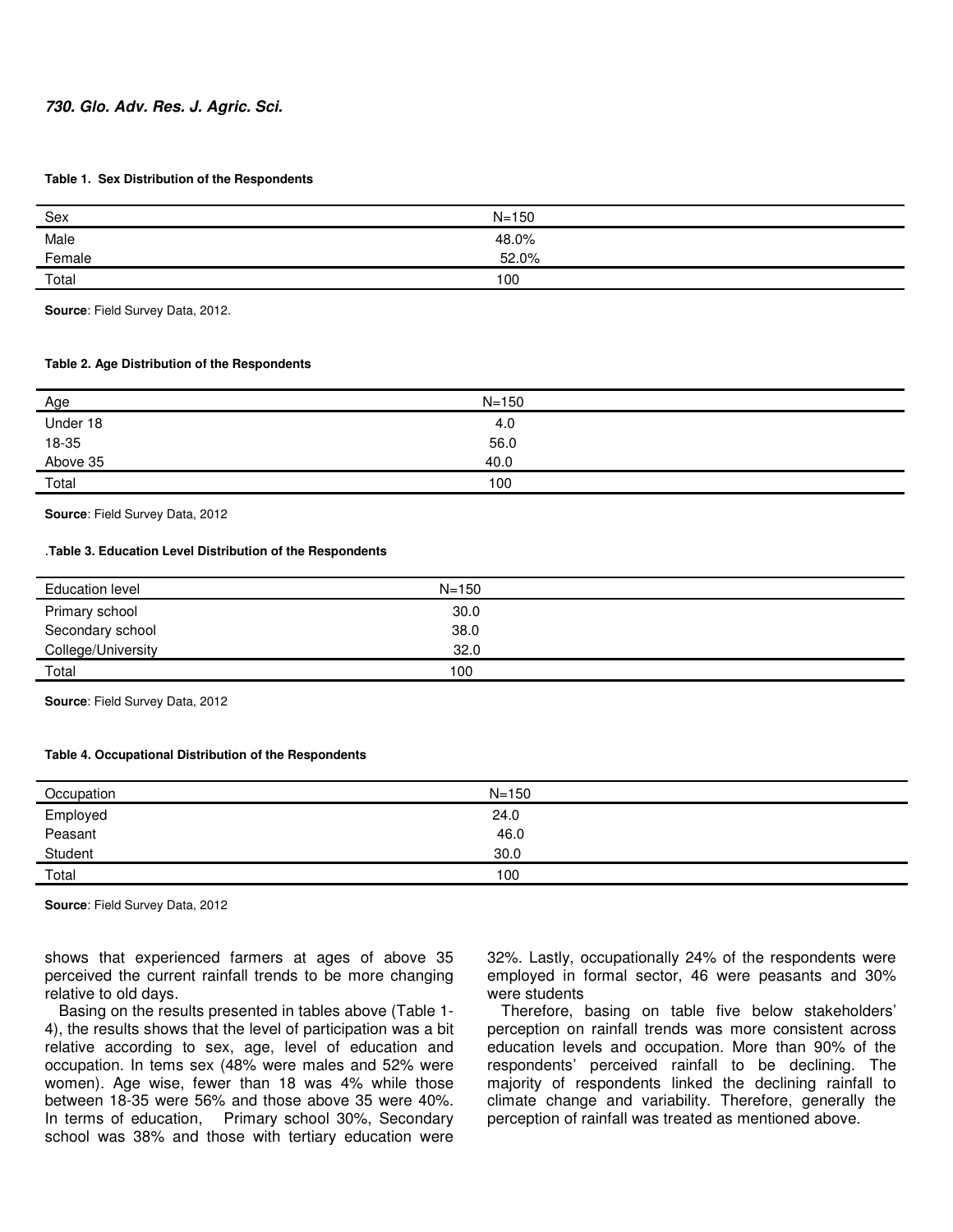**Table 1. Sex Distribution of the Respondents**

| Sex | N=150 |
|---|---|
| Male | 48.0% |
| Female | 52.0% |
| Total | 100 |

**Source**: Field Survey Data, 2012.

**Table 2. Age Distribution of the Respondents**

| Age | N=150 |
|---|---|
| Under 18 | 4.0 |
| 18-35 | 56.0 |
| Above 35 | 40.0 |
| Total | 100 |

**Source**: Field Survey Data, 2012

.**Table 3. Education Level Distribution of the Respondents**

| Education level | N=150 |
|---|---|
| Primary school | 30.0 |
| Secondary school | 38.0 |
| College/University | 32.0 |
| Total | 100 |

**Source**: Field Survey Data, 2012

**Table 4. Occupational Distribution of the Respondents**

| Occupation | N=150 |
|---|---|
| Employed | 24.0 |
| Peasant | 46.0 |
| Student | 30.0 |
| Total | 100 |

**Source**: Field Survey Data, 2012

shows that experienced farmers at ages of above 35 perceived the current rainfall trends to be more changing relative to old days.

Basing on the results presented in tables above (Table 1-4), the results shows that the level of participation was a bit relative according to sex, age, level of education and occupation. In tems sex (48% were males and 52% were women). Age wise, fewer than 18 was 4% while those between 18-35 were 56% and those above 35 were 40%. In terms of education, Primary school 30%, Secondary school was 38% and those with tertiary education were 32%. Lastly, occupationally 24% of the respondents were employed in formal sector, 46 were peasants and 30% were students

Therefore, basing on table five below stakeholders' perception on rainfall trends was more consistent across education levels and occupation. More than 90% of the respondents' perceived rainfall to be declining. The majority of respondents linked the declining rainfall to climate change and variability. Therefore, generally the perception of rainfall was treated as mentioned above.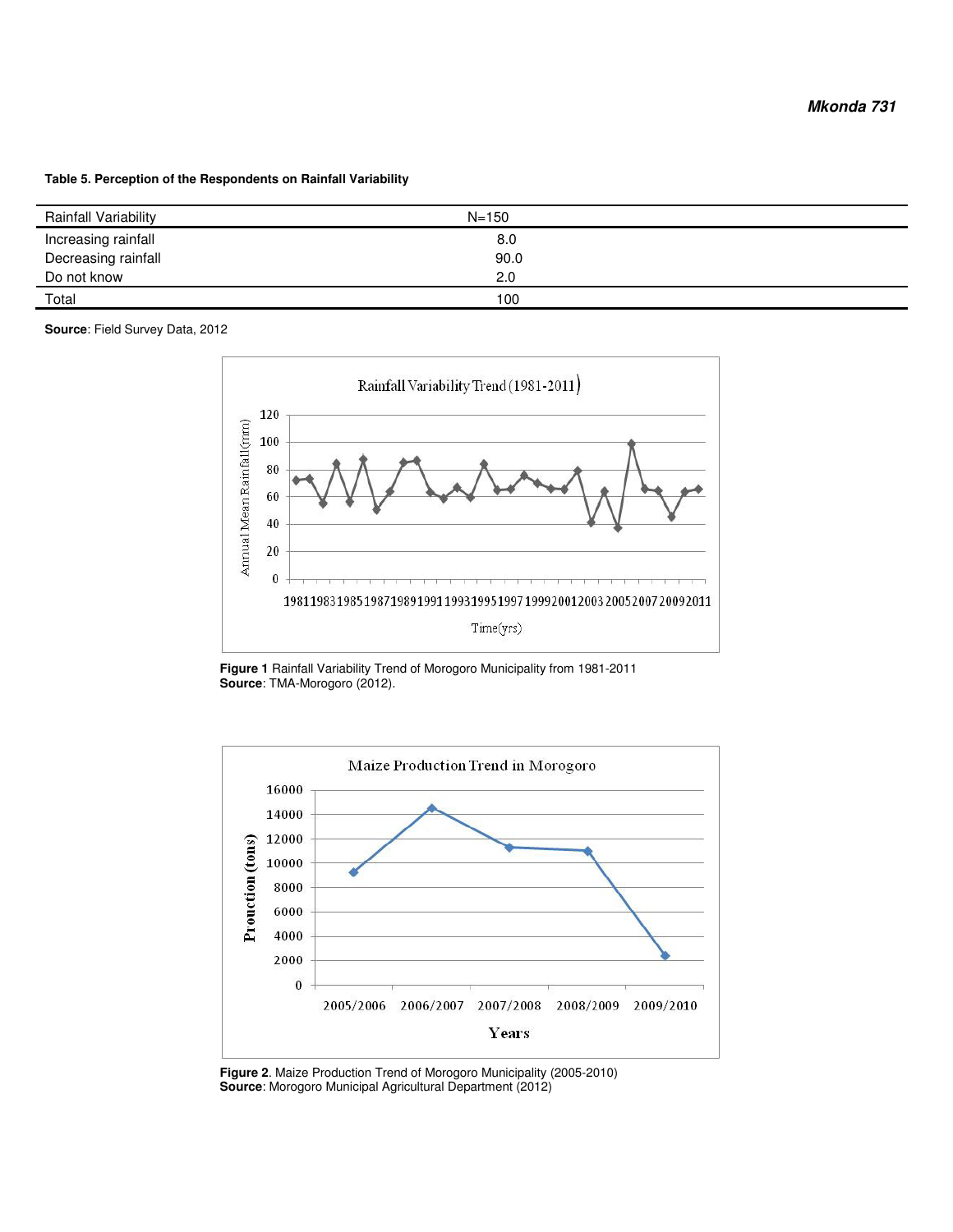**Table 5. Perception of the Respondents on Rainfall Variability**

| Rainfall Variability | N=150 |
|---|---|
| Increasing rainfall | 8.0 |
| Decreasing rainfall | 90.0 |
| Do not know | 2.0 |
| Total | 100 |

**Source**: Field Survey Data, 2012

**Figure 1** Rainfall Variability Trend of Morogoro Municipality from 1981-2011
**Source**: TMA-Morogoro (2012).

**Figure 2**. Maize Production Trend of Morogoro Municipality (2005-2010)
**Source**: Morogoro Municipal Agricultural Department (2012)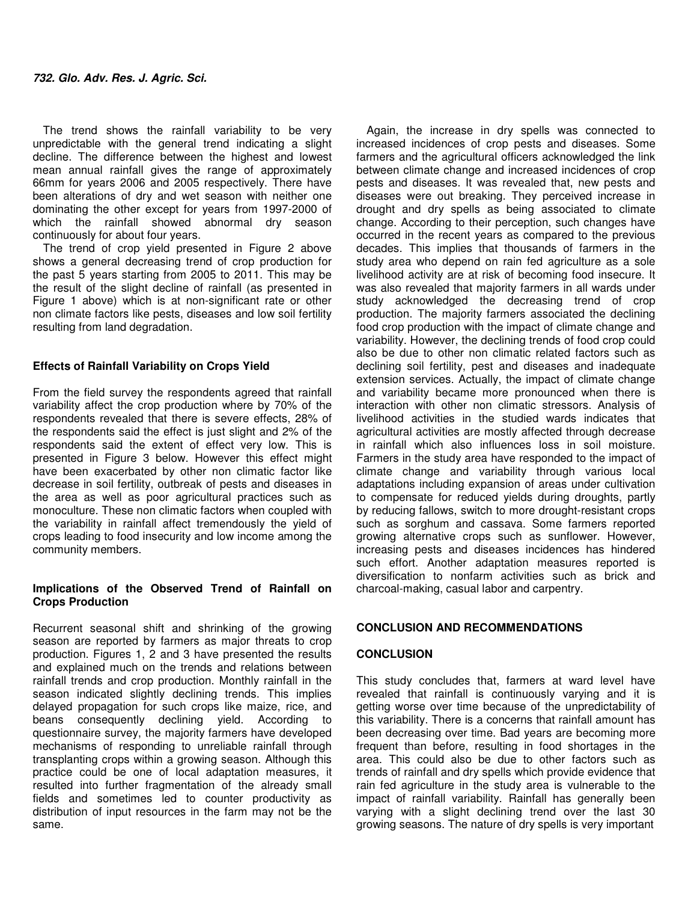The trend shows the rainfall variability to be very unpredictable with the general trend indicating a slight decline. The difference between the highest and lowest mean annual rainfall gives the range of approximately 66mm for years 2006 and 2005 respectively. There have been alterations of dry and wet season with neither one dominating the other except for years from 1997-2000 of which the rainfall showed abnormal dry season continuously for about four years.

The trend of crop yield presented in Figure 2 above shows a general decreasing trend of crop production for the past 5 years starting from 2005 to 2011. This may be the result of the slight decline of rainfall (as presented in Figure 1 above) which is at non-significant rate or other non climate factors like pests, diseases and low soil fertility resulting from land degradation.

### Effects of Rainfall Variability on Crops Yield

From the field survey the respondents agreed that rainfall variability affect the crop production where by 70% of the respondents revealed that there is severe effects, 28% of the respondents said the effect is just slight and 2% of the respondents said the extent of effect very low. This is presented in Figure 3 below. However this effect might have been exacerbated by other non climatic factor like decrease in soil fertility, outbreak of pests and diseases in the area as well as poor agricultural practices such as monoculture. These non climatic factors when coupled with the variability in rainfall affect tremendously the yield of crops leading to food insecurity and low income among the community members.

### Implications of the Observed Trend of Rainfall on Crops Production

Recurrent seasonal shift and shrinking of the growing season are reported by farmers as major threats to crop production. Figures 1, 2 and 3 have presented the results and explained much on the trends and relations between rainfall trends and crop production. Monthly rainfall in the season indicated slightly declining trends. This implies delayed propagation for such crops like maize, rice, and beans consequently declining yield. According to questionnaire survey, the majority farmers have developed mechanisms of responding to unreliable rainfall through transplanting crops within a growing season. Although this practice could be one of local adaptation measures, it resulted into further fragmentation of the already small fields and sometimes led to counter productivity as distribution of input resources in the farm may not be the same.

Again, the increase in dry spells was connected to increased incidences of crop pests and diseases. Some farmers and the agricultural officers acknowledged the link between climate change and increased incidences of crop pests and diseases. It was revealed that, new pests and diseases were out breaking. They perceived increase in drought and dry spells as being associated to climate change. According to their perception, such changes have occurred in the recent years as compared to the previous decades. This implies that thousands of farmers in the study area who depend on rain fed agriculture as a sole livelihood activity are at risk of becoming food insecure. It was also revealed that majority farmers in all wards under study acknowledged the decreasing trend of crop production. The majority farmers associated the declining food crop production with the impact of climate change and variability. However, the declining trends of food crop could also be due to other non climatic related factors such as declining soil fertility, pest and diseases and inadequate extension services. Actually, the impact of climate change and variability became more pronounced when there is interaction with other non climatic stressors. Analysis of livelihood activities in the studied wards indicates that agricultural activities are mostly affected through decrease in rainfall which also influences loss in soil moisture. Farmers in the study area have responded to the impact of climate change and variability through various local adaptations including expansion of areas under cultivation to compensate for reduced yields during droughts, partly by reducing fallows, switch to more drought-resistant crops such as sorghum and cassava. Some farmers reported growing alternative crops such as sunflower. However, increasing pests and diseases incidences has hindered such effort. Another adaptation measures reported is diversification to nonfarm activities such as brick and charcoal-making, casual labor and carpentry.

## CONCLUSION AND RECOMMENDATIONS

### CONCLUSION

This study concludes that, farmers at ward level have revealed that rainfall is continuously varying and it is getting worse over time because of the unpredictability of this variability. There is a concerns that rainfall amount has been decreasing over time. Bad years are becoming more frequent than before, resulting in food shortages in the area. This could also be due to other factors such as trends of rainfall and dry spells which provide evidence that rain fed agriculture in the study area is vulnerable to the impact of rainfall variability. Rainfall has generally been varying with a slight declining trend over the last 30 growing seasons. The nature of dry spells is very important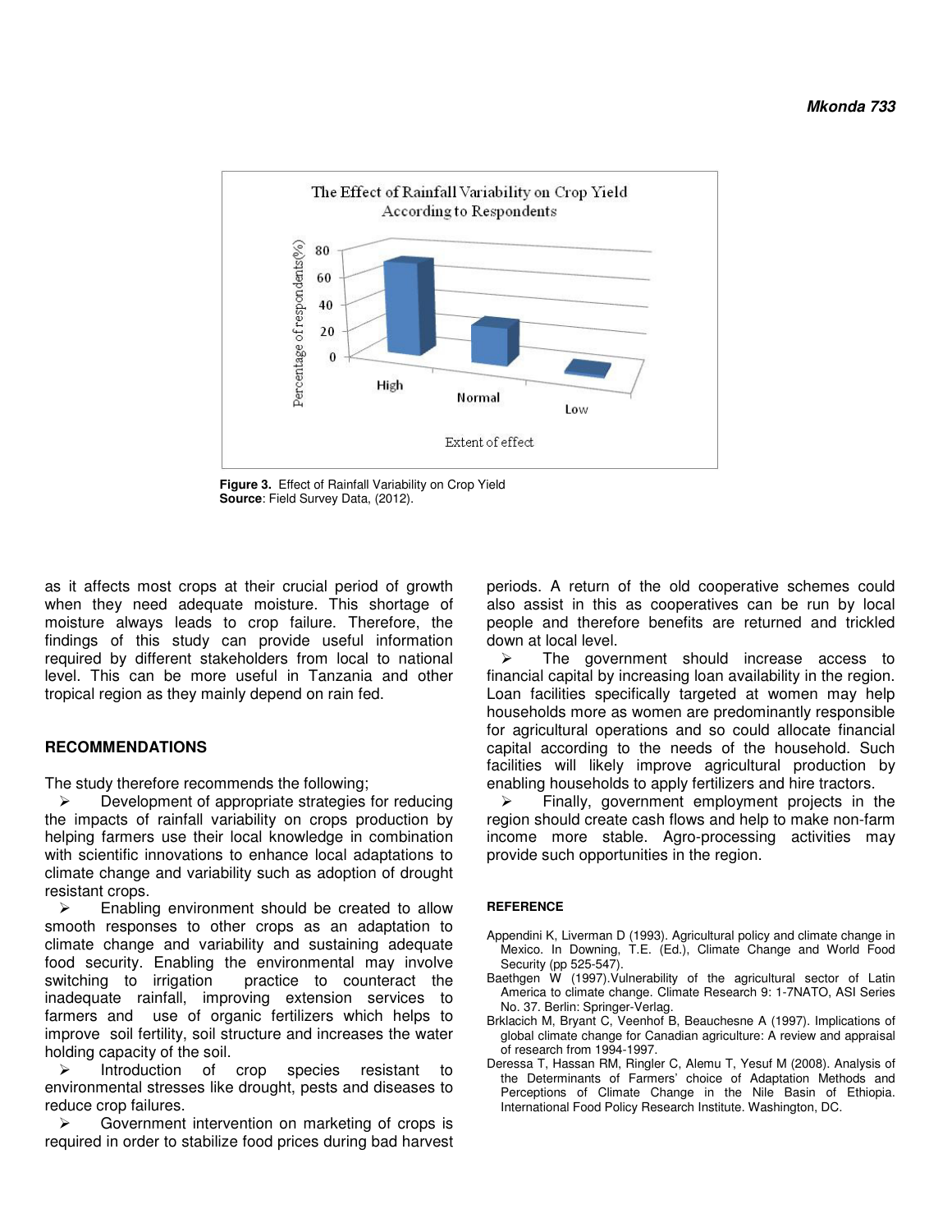Figure 3. Effect of Rainfall Variability on Crop Yield
**Source**: Field Survey Data, (2012).

as it affects most crops at their crucial period of growth when they need adequate moisture. This shortage of moisture always leads to crop failure. Therefore, the findings of this study can provide useful information required by different stakeholders from local to national level. This can be more useful in Tanzania and other tropical region as they mainly depend on rain fed.

## RECOMMENDATIONS

The study therefore recommends the following;

- Development of appropriate strategies for reducing the impacts of rainfall variability on crops production by helping farmers use their local knowledge in combination with scientific innovations to enhance local adaptations to climate change and variability such as adoption of drought resistant crops.
- Enabling environment should be created to allow smooth responses to other crops as an adaptation to climate change and variability and sustaining adequate food security. Enabling the environmental may involve switching to irrigation practice to counteract the inadequate rainfall, improving extension services to farmers and use of organic fertilizers which helps to improve soil fertility, soil structure and increases the water holding capacity of the soil.
- Introduction of crop species resistant to environmental stresses like drought, pests and diseases to reduce crop failures.
- Government intervention on marketing of crops is required in order to stabilize food prices during bad harvest periods. A return of the old cooperative schemes could also assist in this as cooperatives can be run by local people and therefore benefits are returned and trickled down at local level.
- The government should increase access to financial capital by increasing loan availability in the region. Loan facilities specifically targeted at women may help households more as women are predominantly responsible for agricultural operations and so could allocate financial capital according to the needs of the household. Such facilities will likely improve agricultural production by enabling households to apply fertilizers and hire tractors.
- Finally, government employment projects in the region should create cash flows and help to make non-farm income more stable. Agro-processing activities may provide such opportunities in the region.

### REFERENCE

Appendini K, Liverman D (1993). Agricultural policy and climate change in Mexico. In Downing, T.E. (Ed.), Climate Change and World Food Security (pp 525-547).

Baethgen W (1997).Vulnerability of the agricultural sector of Latin America to climate change. Climate Research 9: 1-7NATO, ASI Series No. 37. Berlin: Springer-Verlag.

Brklacich M, Bryant C, Veenhof B, Beauchesne A (1997). Implications of global climate change for Canadian agriculture: A review and appraisal of research from 1994-1997.

Deressa T, Hassan RM, Ringler C, Alemu T, Yesuf M (2008). Analysis of the Determinants of Farmers' choice of Adaptation Methods and Perceptions of Climate Change in the Nile Basin of Ethiopia. International Food Policy Research Institute. Washington, DC.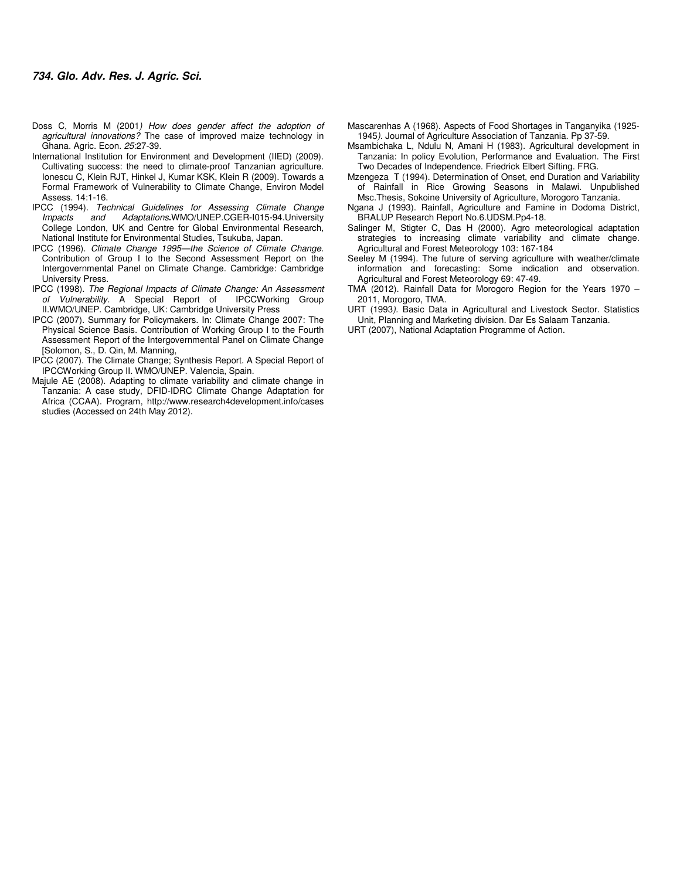Doss C, Morris M (2001) *How does gender affect the adoption of agricultural innovations?* The case of improved maize technology in Ghana. Agric. Econ. *25*:27-39.

International Institution for Environment and Development (IIED) (2009). Cultivating success: the need to climate-proof Tanzanian agriculture. Ionescu C, Klein RJT, Hinkel J, Kumar KSK, Klein R (2009). Towards a Formal Framework of Vulnerability to Climate Change, Environ Model Assess. 14:1-16.

IPCC (1994). *Technical Guidelines for Assessing Climate Change Impacts and Adaptations*.WMO/UNEP.CGER-I015-94.University College London, UK and Centre for Global Environmental Research, National Institute for Environmental Studies, Tsukuba, Japan.

IPCC (1996). *Climate Change 1995—the Science of Climate Change.* Contribution of Group I to the Second Assessment Report on the Intergovernmental Panel on Climate Change. Cambridge: Cambridge University Press.

IPCC (1998). *The Regional Impacts of Climate Change: An Assessment of Vulnerability.* A Special Report of IPCCWorking Group II.WMO/UNEP. Cambridge, UK: Cambridge University Press

IPCC (2007). Summary for Policymakers. In: Climate Change 2007: The Physical Science Basis. Contribution of Working Group I to the Fourth Assessment Report of the Intergovernmental Panel on Climate Change [Solomon, S., D. Qin, M. Manning,

IPCC (2007). The Climate Change; Synthesis Report. A Special Report of IPCCWorking Group II. WMO/UNEP. Valencia, Spain.

Majule AE (2008). Adapting to climate variability and climate change in Tanzania: A case study, DFID-IDRC Climate Change Adaptation for Africa (CCAA). Program, http://www.research4development.info/cases studies (Accessed on 24th May 2012).

Mascarenhas A (1968). Aspects of Food Shortages in Tanganyika (1925-1945*).* Journal of Agriculture Association of Tanzania. Pp 37-59.

Msambichaka L, Ndulu N, Amani H (1983). Agricultural development in Tanzania: In policy Evolution, Performance and Evaluation. The First Two Decades of Independence. Friedrick Elbert Sifting. FRG.

Mzengeza T (1994). Determination of Onset, end Duration and Variability of Rainfall in Rice Growing Seasons in Malawi. Unpublished Msc.Thesis, Sokoine University of Agriculture, Morogoro Tanzania.

Ngana J (1993). Rainfall, Agriculture and Famine in Dodoma District, BRALUP Research Report No.6.UDSM.Pp4-18.

Salinger M, Stigter C, Das H (2000). Agro meteorological adaptation strategies to increasing climate variability and climate change. Agricultural and Forest Meteorology 103: 167-184

Seeley M (1994). The future of serving agriculture with weather/climate information and forecasting: Some indication and observation. Agricultural and Forest Meteorology 69: 47-49.

TMA (2012). Rainfall Data for Morogoro Region for the Years 1970 – 2011, Morogoro, TMA.

URT (1993*).* Basic Data in Agricultural and Livestock Sector. Statistics Unit, Planning and Marketing division. Dar Es Salaam Tanzania.

URT (2007), National Adaptation Programme of Action.